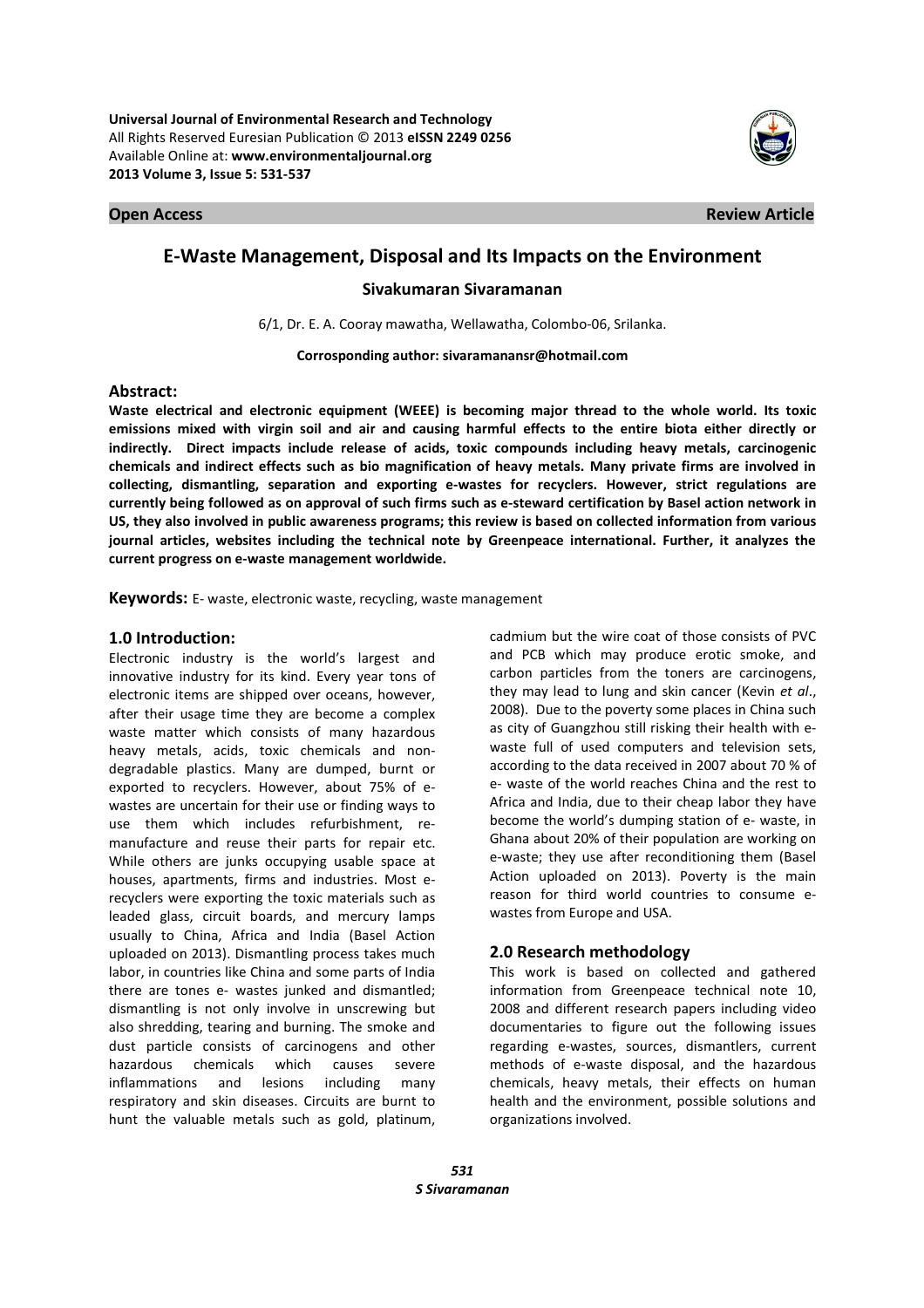**Universal Journal of Environmental Research and Technology**
All Rights Reserved Euresian Publication © 2013 **eISSN 2249 0256**
Available Online at: **www.environmentaljournal.org**
**2013 Volume 3, Issue 5: 531-537**

**Open Access** **Review Article**

# E-Waste Management, Disposal and Its Impacts on the Environment

## Sivakumaran Sivaramanan

6/1, Dr. E. A. Cooray mawatha, Wellawatha, Colombo-06, Srilanka.

**Corrosponding author: sivaramanansr@hotmail.com**

## Abstract:

**Waste electrical and electronic equipment (WEEE) is becoming major thread to the whole world. Its toxic emissions mixed with virgin soil and air and causing harmful effects to the entire biota either directly or indirectly. Direct impacts include release of acids, toxic compounds including heavy metals, carcinogenic chemicals and indirect effects such as bio magnification of heavy metals. Many private firms are involved in collecting, dismantling, separation and exporting e-wastes for recyclers. However, strict regulations are currently being followed as on approval of such firms such as e-steward certification by Basel action network in US, they also involved in public awareness programs; this review is based on collected information from various journal articles, websites including the technical note by Greenpeace international. Further, it analyzes the current progress on e-waste management worldwide.**

**Keywords:** E- waste, electronic waste, recycling, waste management

## 1.0 Introduction:

Electronic industry is the world's largest and innovative industry for its kind. Every year tons of electronic items are shipped over oceans, however, after their usage time they are become a complex waste matter which consists of many hazardous heavy metals, acids, toxic chemicals and non-degradable plastics. Many are dumped, burnt or exported to recyclers. However, about 75% of e-wastes are uncertain for their use or finding ways to use them which includes refurbishment, re-manufacture and reuse their parts for repair etc. While others are junks occupying usable space at houses, apartments, firms and industries. Most e-recyclers were exporting the toxic materials such as leaded glass, circuit boards, and mercury lamps usually to China, Africa and India (Basel Action uploaded on 2013). Dismantling process takes much labor, in countries like China and some parts of India there are tones e- wastes junked and dismantled; dismantling is not only involve in unscrewing but also shredding, tearing and burning. The smoke and dust particle consists of carcinogens and other hazardous chemicals which causes severe inflammations and lesions including many respiratory and skin diseases. Circuits are burnt to hunt the valuable metals such as gold, platinum, cadmium but the wire coat of those consists of PVC and PCB which may produce erotic smoke, and carbon particles from the toners are carcinogens, they may lead to lung and skin cancer (Kevin *et al*., 2008). Due to the poverty some places in China such as city of Guangzhou still risking their health with e-waste full of used computers and television sets, according to the data received in 2007 about 70 % of e- waste of the world reaches China and the rest to Africa and India, due to their cheap labor they have become the world's dumping station of e- waste, in Ghana about 20% of their population are working on e-waste; they use after reconditioning them (Basel Action uploaded on 2013). Poverty is the main reason for third world countries to consume e-wastes from Europe and USA.

## 2.0 Research methodology

This work is based on collected and gathered information from Greenpeace technical note 10, 2008 and different research papers including video documentaries to figure out the following issues regarding e-wastes, sources, dismantlers, current methods of e-waste disposal, and the hazardous chemicals, heavy metals, their effects on human health and the environment, possible solutions and organizations involved.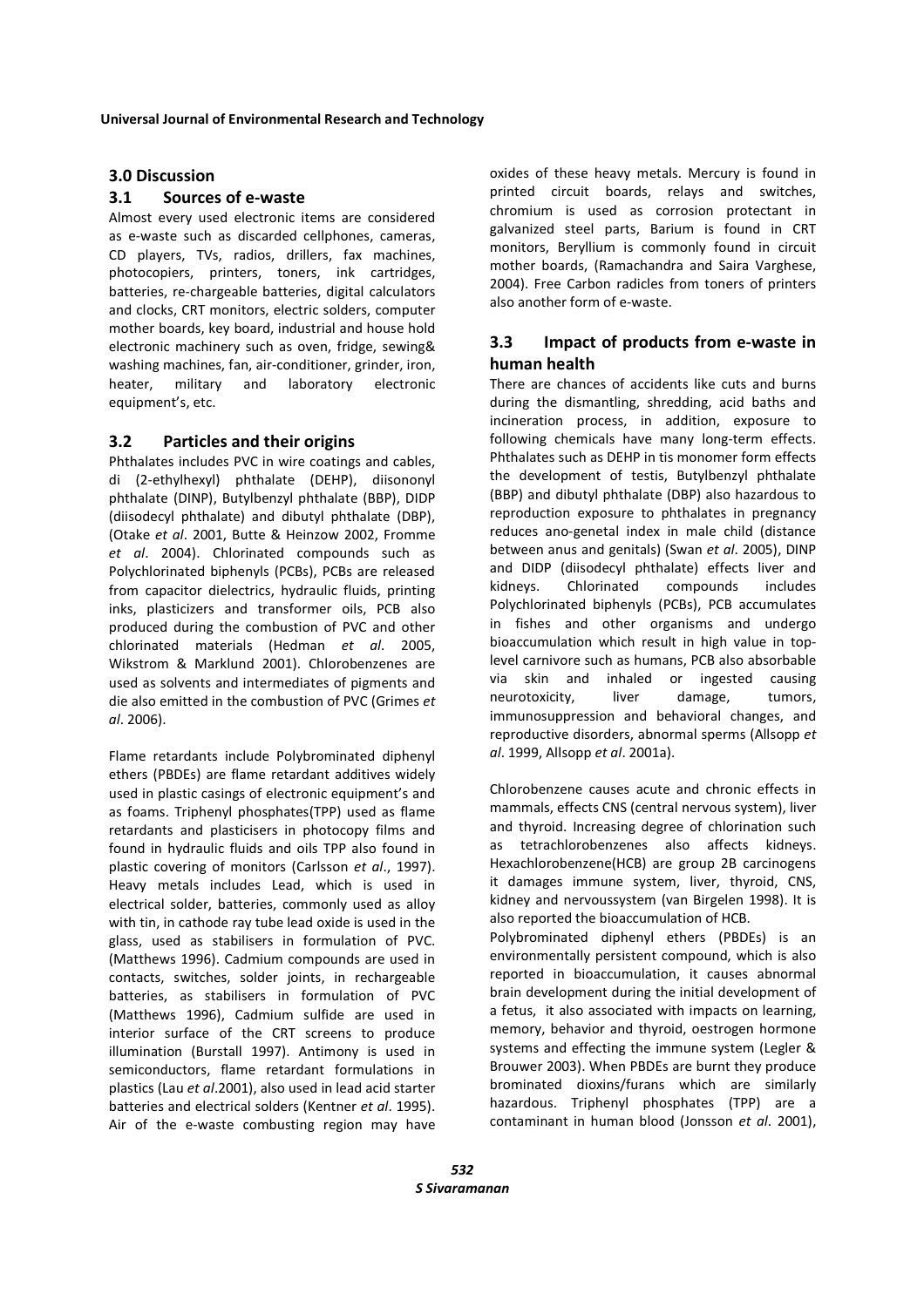## 3.0 Discussion

### 3.1 Sources of e-waste

Almost every used electronic items are considered as e-waste such as discarded cellphones, cameras, CD players, TVs, radios, drillers, fax machines, photocopiers, printers, toners, ink cartridges, batteries, re-chargeable batteries, digital calculators and clocks, CRT monitors, electric solders, computer mother boards, key board, industrial and house hold electronic machinery such as oven, fridge, sewing& washing machines, fan, air-conditioner, grinder, iron, heater, military and laboratory electronic equipment's, etc.

### 3.2 Particles and their origins

Phthalates includes PVC in wire coatings and cables, di (2-ethylhexyl) phthalate (DEHP), diisononyl phthalate (DINP), Butylbenzyl phthalate (BBP), DIDP (diisodecyl phthalate) and dibutyl phthalate (DBP), (Otake *et al*. 2001, Butte & Heinzow 2002, Fromme *et al*. 2004). Chlorinated compounds such as Polychlorinated biphenyls (PCBs), PCBs are released from capacitor dielectrics, hydraulic fluids, printing inks, plasticizers and transformer oils, PCB also produced during the combustion of PVC and other chlorinated materials (Hedman *et al*. 2005, Wikstrom & Marklund 2001). Chlorobenzenes are used as solvents and intermediates of pigments and die also emitted in the combustion of PVC (Grimes *et al*. 2006).

Flame retardants include Polybrominated diphenyl ethers (PBDEs) are flame retardant additives widely used in plastic casings of electronic equipment's and as foams. Triphenyl phosphates(TPP) used as flame retardants and plasticisers in photocopy films and found in hydraulic fluids and oils TPP also found in plastic covering of monitors (Carlsson *et al*., 1997). Heavy metals includes Lead, which is used in electrical solder, batteries, commonly used as alloy with tin, in cathode ray tube lead oxide is used in the glass, used as stabilisers in formulation of PVC. (Matthews 1996). Cadmium compounds are used in contacts, switches, solder joints, in rechargeable batteries, as stabilisers in formulation of PVC (Matthews 1996), Cadmium sulfide are used in interior surface of the CRT screens to produce illumination (Burstall 1997). Antimony is used in semiconductors, flame retardant formulations in plastics (Lau *et al*.2001), also used in lead acid starter batteries and electrical solders (Kentner *et al*. 1995). Air of the e-waste combusting region may have oxides of these heavy metals. Mercury is found in printed circuit boards, relays and switches, chromium is used as corrosion protectant in galvanized steel parts, Barium is found in CRT monitors, Beryllium is commonly found in circuit mother boards, (Ramachandra and Saira Varghese, 2004). Free Carbon radicles from toners of printers also another form of e-waste.

### 3.3 Impact of products from e-waste in human health

There are chances of accidents like cuts and burns during the dismantling, shredding, acid baths and incineration process, in addition, exposure to following chemicals have many long-term effects. Phthalates such as DEHP in tis monomer form effects the development of testis, Butylbenzyl phthalate (BBP) and dibutyl phthalate (DBP) also hazardous to reproduction exposure to phthalates in pregnancy reduces ano-genetal index in male child (distance between anus and genitals) (Swan *et al*. 2005), DINP and DIDP (diisodecyl phthalate) effects liver and kidneys. Chlorinated compounds includes Polychlorinated biphenyls (PCBs), PCB accumulates in fishes and other organisms and undergo bioaccumulation which result in high value in top-level carnivore such as humans, PCB also absorbable via skin and inhaled or ingested causing neurotoxicity, liver damage, tumors, immunosuppression and behavioral changes, and reproductive disorders, abnormal sperms (Allsopp *et al*. 1999, Allsopp *et al*. 2001a).

Chlorobenzene causes acute and chronic effects in mammals, effects CNS (central nervous system), liver and thyroid. Increasing degree of chlorination such as tetrachlorobenzenes also affects kidneys. Hexachlorobenzene(HCB) are group 2B carcinogens it damages immune system, liver, thyroid, CNS, kidney and nervoussystem (van Birgelen 1998). It is also reported the bioaccumulation of HCB.

Polybrominated diphenyl ethers (PBDEs) is an environmentally persistent compound, which is also reported in bioaccumulation, it causes abnormal brain development during the initial development of a fetus, it also associated with impacts on learning, memory, behavior and thyroid, oestrogen hormone systems and effecting the immune system (Legler & Brouwer 2003). When PBDEs are burnt they produce brominated dioxins/furans which are similarly hazardous. Triphenyl phosphates (TPP) are a contaminant in human blood (Jonsson *et al*. 2001),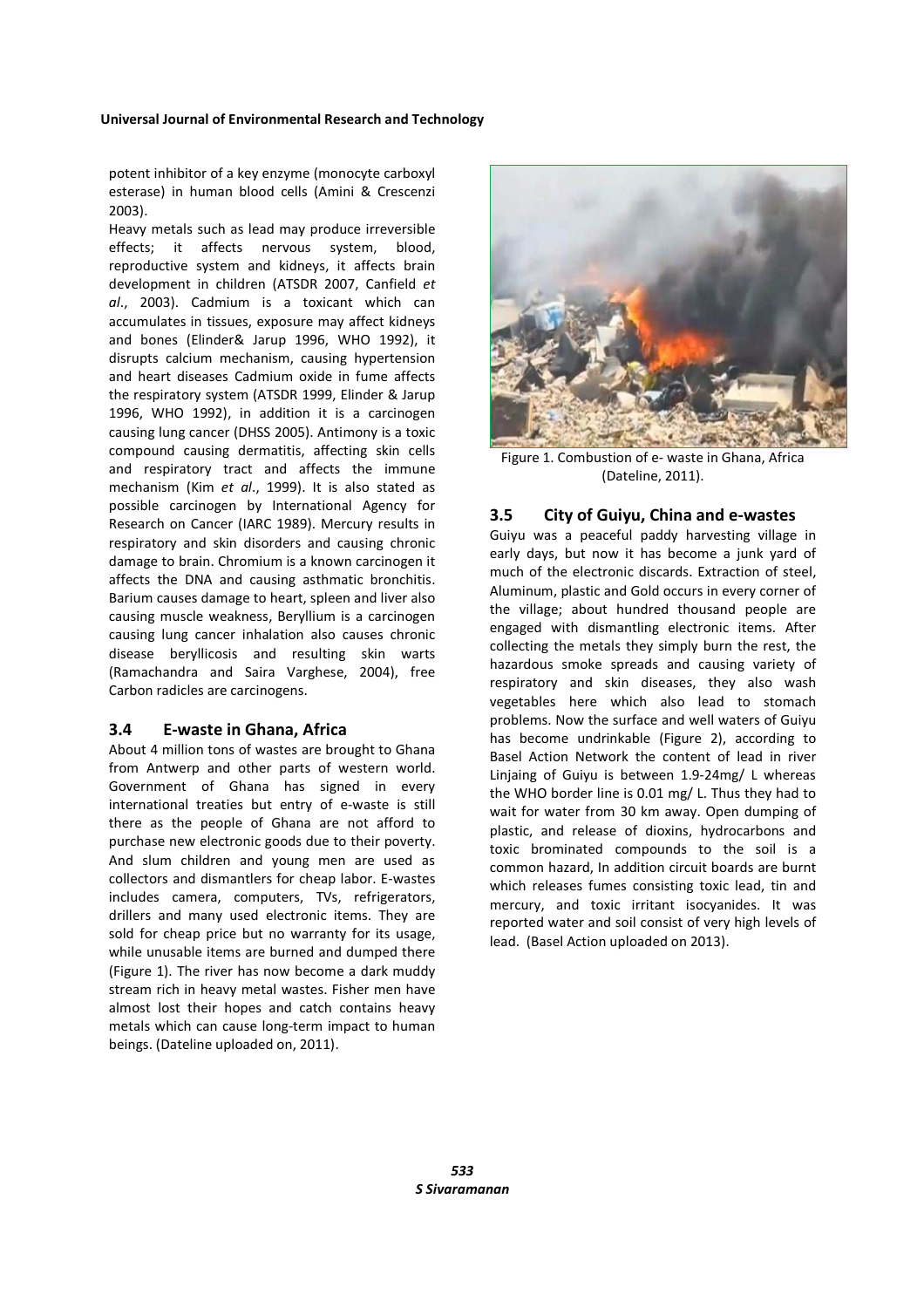potent inhibitor of a key enzyme (monocyte carboxyl esterase) in human blood cells (Amini & Crescenzi 2003).

Heavy metals such as lead may produce irreversible effects; it affects nervous system, blood, reproductive system and kidneys, it affects brain development in children (ATSDR 2007, Canfield *et al*., 2003). Cadmium is a toxicant which can accumulates in tissues, exposure may affect kidneys and bones (Elinder& Jarup 1996, WHO 1992), it disrupts calcium mechanism, causing hypertension and heart diseases Cadmium oxide in fume affects the respiratory system (ATSDR 1999, Elinder & Jarup 1996, WHO 1992), in addition it is a carcinogen causing lung cancer (DHSS 2005). Antimony is a toxic compound causing dermatitis, affecting skin cells and respiratory tract and affects the immune mechanism (Kim *et al*., 1999). It is also stated as possible carcinogen by International Agency for Research on Cancer (IARC 1989). Mercury results in respiratory and skin disorders and causing chronic damage to brain. Chromium is a known carcinogen it affects the DNA and causing asthmatic bronchitis. Barium causes damage to heart, spleen and liver also causing muscle weakness, Beryllium is a carcinogen causing lung cancer inhalation also causes chronic disease beryllicosis and resulting skin warts (Ramachandra and Saira Varghese, 2004), free Carbon radicles are carcinogens.

### 3.4 E-waste in Ghana, Africa

About 4 million tons of wastes are brought to Ghana from Antwerp and other parts of western world. Government of Ghana has signed in every international treaties but entry of e-waste is still there as the people of Ghana are not afford to purchase new electronic goods due to their poverty. And slum children and young men are used as collectors and dismantlers for cheap labor. E-wastes includes camera, computers, TVs, refrigerators, drillers and many used electronic items. They are sold for cheap price but no warranty for its usage, while unusable items are burned and dumped there (Figure 1). The river has now become a dark muddy stream rich in heavy metal wastes. Fisher men have almost lost their hopes and catch contains heavy metals which can cause long-term impact to human beings. (Dateline uploaded on, 2011).

Figure 1. Combustion of e- waste in Ghana, Africa (Dateline, 2011).

### 3.5 City of Guiyu, China and e-wastes

Guiyu was a peaceful paddy harvesting village in early days, but now it has become a junk yard of much of the electronic discards. Extraction of steel, Aluminum, plastic and Gold occurs in every corner of the village; about hundred thousand people are engaged with dismantling electronic items. After collecting the metals they simply burn the rest, the hazardous smoke spreads and causing variety of respiratory and skin diseases, they also wash vegetables here which also lead to stomach problems. Now the surface and well waters of Guiyu has become undrinkable (Figure 2), according to Basel Action Network the content of lead in river Linjaing of Guiyu is between 1.9-24mg/ L whereas the WHO border line is 0.01 mg/ L. Thus they had to wait for water from 30 km away. Open dumping of plastic, and release of dioxins, hydrocarbons and toxic brominated compounds to the soil is a common hazard, In addition circuit boards are burnt which releases fumes consisting toxic lead, tin and mercury, and toxic irritant isocyanides. It was reported water and soil consist of very high levels of lead. (Basel Action uploaded on 2013).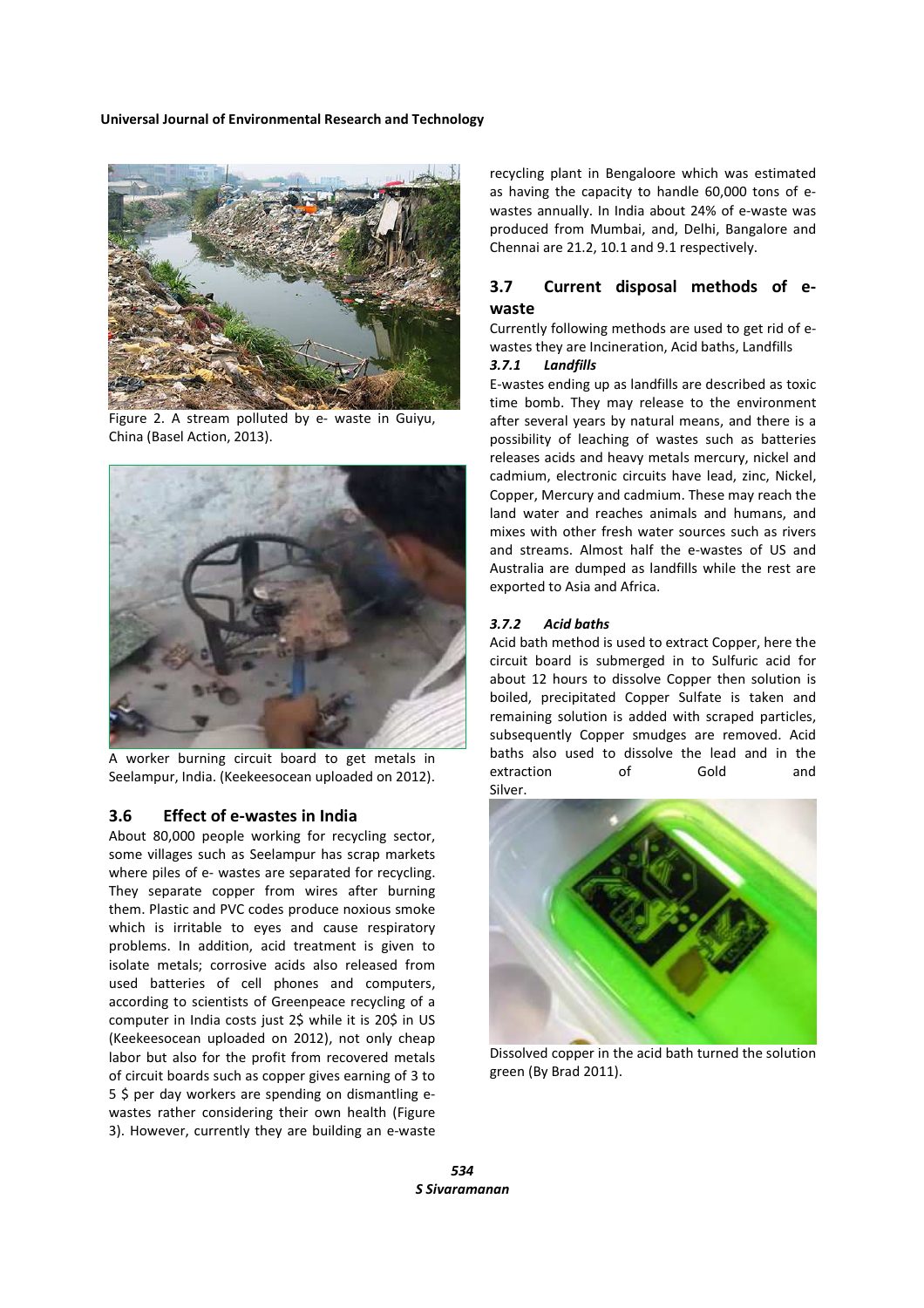Figure 2. A stream polluted by e- waste in Guiyu, China (Basel Action, 2013).

A worker burning circuit board to get metals in Seelampur, India. (Keekeesocean uploaded on 2012).

### 3.6 Effect of e-wastes in India

About 80,000 people working for recycling sector, some villages such as Seelampur has scrap markets where piles of e- wastes are separated for recycling. They separate copper from wires after burning them. Plastic and PVC codes produce noxious smoke which is irritable to eyes and cause respiratory problems. In addition, acid treatment is given to isolate metals; corrosive acids also released from used batteries of cell phones and computers, according to scientists of Greenpeace recycling of a computer in India costs just 2$ while it is 20$ in US (Keekeesocean uploaded on 2012), not only cheap labor but also for the profit from recovered metals of circuit boards such as copper gives earning of 3 to 5 $ per day workers are spending on dismantling e-wastes rather considering their own health (Figure 3). However, currently they are building an e-waste recycling plant in Bengaloore which was estimated as having the capacity to handle 60,000 tons of e-wastes annually. In India about 24% of e-waste was produced from Mumbai, and, Delhi, Bangalore and Chennai are 21.2, 10.1 and 9.1 respectively.

### 3.7 Current disposal methods of e-waste

Currently following methods are used to get rid of e-wastes they are Incineration, Acid baths, Landfills

#### *3.7.1 Landfills*

E-wastes ending up as landfills are described as toxic time bomb. They may release to the environment after several years by natural means, and there is a possibility of leaching of wastes such as batteries releases acids and heavy metals mercury, nickel and cadmium, electronic circuits have lead, zinc, Nickel, Copper, Mercury and cadmium. These may reach the land water and reaches animals and humans, and mixes with other fresh water sources such as rivers and streams. Almost half the e-wastes of US and Australia are dumped as landfills while the rest are exported to Asia and Africa.

#### *3.7.2 Acid baths*

Acid bath method is used to extract Copper, here the circuit board is submerged in to Sulfuric acid for about 12 hours to dissolve Copper then solution is boiled, precipitated Copper Sulfate is taken and remaining solution is added with scraped particles, subsequently Copper smudges are removed. Acid baths also used to dissolve the lead and in the extraction of Gold and Silver.

Dissolved copper in the acid bath turned the solution green (By Brad 2011).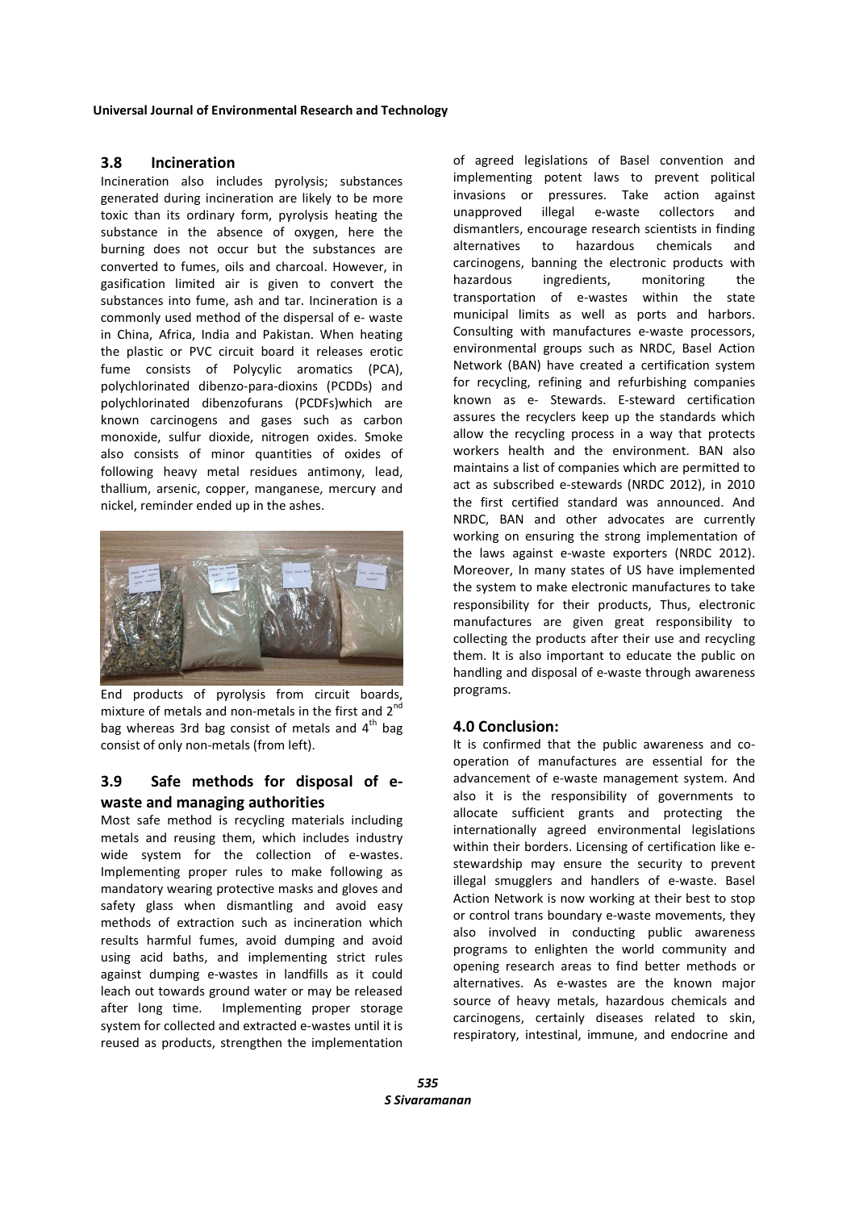## 3.8 Incineration

Incineration also includes pyrolysis; substances generated during incineration are likely to be more toxic than its ordinary form, pyrolysis heating the substance in the absence of oxygen, here the burning does not occur but the substances are converted to fumes, oils and charcoal. However, in gasification limited air is given to convert the substances into fume, ash and tar. Incineration is a commonly used method of the dispersal of e- waste in China, Africa, India and Pakistan. When heating the plastic or PVC circuit board it releases erotic fume consists of Polycylic aromatics (PCA), polychlorinated dibenzo-para-dioxins (PCDDs) and polychlorinated dibenzofurans (PCDFs)which are known carcinogens and gases such as carbon monoxide, sulfur dioxide, nitrogen oxides. Smoke also consists of minor quantities of oxides of following heavy metal residues antimony, lead, thallium, arsenic, copper, manganese, mercury and nickel, reminder ended up in the ashes.

End products of pyrolysis from circuit boards, mixture of metals and non-metals in the first and 2[nd] bag whereas 3rd bag consist of metals and 4[th] bag consist of only non-metals (from left).

## 3.9 Safe methods for disposal of e-waste and managing authorities

Most safe method is recycling materials including metals and reusing them, which includes industry wide system for the collection of e-wastes. Implementing proper rules to make following as mandatory wearing protective masks and gloves and safety glass when dismantling and avoid easy methods of extraction such as incineration which results harmful fumes, avoid dumping and avoid using acid baths, and implementing strict rules against dumping e-wastes in landfills as it could leach out towards ground water or may be released after long time. Implementing proper storage system for collected and extracted e-wastes until it is reused as products, strengthen the implementation of agreed legislations of Basel convention and implementing potent laws to prevent political invasions or pressures. Take action against unapproved illegal e-waste collectors and dismantlers, encourage research scientists in finding alternatives to hazardous chemicals and carcinogens, banning the electronic products with hazardous ingredients, monitoring the transportation of e-wastes within the state municipal limits as well as ports and harbors. Consulting with manufactures e-waste processors, environmental groups such as NRDC, Basel Action Network (BAN) have created a certification system for recycling, refining and refurbishing companies known as e- Stewards. E-steward certification assures the recyclers keep up the standards which allow the recycling process in a way that protects workers health and the environment. BAN also maintains a list of companies which are permitted to act as subscribed e-stewards (NRDC 2012), in 2010 the first certified standard was announced. And NRDC, BAN and other advocates are currently working on ensuring the strong implementation of the laws against e-waste exporters (NRDC 2012). Moreover, In many states of US have implemented the system to make electronic manufactures to take responsibility for their products, Thus, electronic manufactures are given great responsibility to collecting the products after their use and recycling them. It is also important to educate the public on handling and disposal of e-waste through awareness programs.

## 4.0 Conclusion:

It is confirmed that the public awareness and co-operation of manufactures are essential for the advancement of e-waste management system. And also it is the responsibility of governments to allocate sufficient grants and protecting the internationally agreed environmental legislations within their borders. Licensing of certification like e-stewardship may ensure the security to prevent illegal smugglers and handlers of e-waste. Basel Action Network is now working at their best to stop or control trans boundary e-waste movements, they also involved in conducting public awareness programs to enlighten the world community and opening research areas to find better methods or alternatives. As e-wastes are the known major source of heavy metals, hazardous chemicals and carcinogens, certainly diseases related to skin, respiratory, intestinal, immune, and endocrine and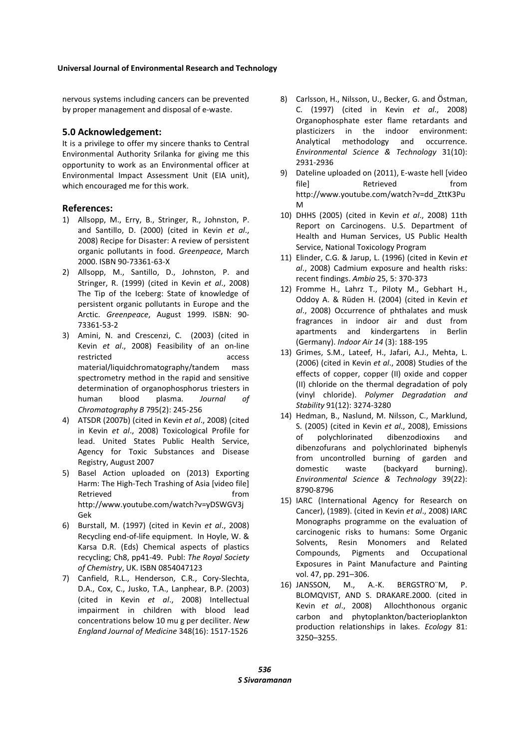nervous systems including cancers can be prevented by proper management and disposal of e-waste.

## 5.0 Acknowledgement:

It is a privilege to offer my sincere thanks to Central Environmental Authority Srilanka for giving me this opportunity to work as an Environmental officer at Environmental Impact Assessment Unit (EIA unit), which encouraged me for this work.

## References:

1) Allsopp, M., Erry, B., Stringer, R., Johnston, P. and Santillo, D. (2000) (cited in Kevin *et al*., 2008) Recipe for Disaster: A review of persistent organic pollutants in food. *Greenpeace*, March 2000. ISBN 90-73361-63-X
2) Allsopp, M., Santillo, D., Johnston, P. and Stringer, R. (1999) (cited in Kevin *et al*., 2008) The Tip of the Iceberg: State of knowledge of persistent organic pollutants in Europe and the Arctic. *Greenpeace*, August 1999. ISBN: 90-73361-53-2
3) Amini, N. and Crescenzi, C. (2003) (cited in Kevin *et al*., 2008) Feasibility of an on-line restricted access material/liquidchromatography/tandem mass spectrometry method in the rapid and sensitive determination of organophosphorus triesters in human blood plasma. *Journal of Chromatography B* 795(2): 245-256
4) ATSDR (2007b) (cited in Kevin *et al*., 2008) (cited in Kevin *et al*., 2008) Toxicological Profile for lead. United States Public Health Service, Agency for Toxic Substances and Disease Registry, August 2007
5) Basel Action uploaded on (2013) Exporting Harm: The High-Tech Trashing of Asia [video file] Retrieved from http://www.youtube.com/watch?v=yDSWGV3jGek
6) Burstall, M. (1997) (cited in Kevin *et al*., 2008) Recycling end-of-life equipment. In Hoyle, W. & Karsa D.R. (Eds) Chemical aspects of plastics recycling; Ch8, pp41-49. Publ: *The Royal Society of Chemistry*, UK. ISBN 0854047123
7) Canfield, R.L., Henderson, C.R., Cory-Slechta, D.A., Cox, C., Jusko, T.A., Lanphear, B.P. (2003) (cited in Kevin *et al*., 2008) Intellectual impairment in children with blood lead concentrations below 10 mu g per deciliter. *New England Journal of Medicine* 348(16): 1517-1526
8) Carlsson, H., Nilsson, U., Becker, G. and Östman, C. (1997) (cited in Kevin *et al*., 2008) Organophosphate ester flame retardants and plasticizers in the indoor environment: Analytical methodology and occurrence. *Environmental Science & Technology* 31(10): 2931-2936
9) Dateline uploaded on (2011), E-waste hell [video file] Retrieved from http://www.youtube.com/watch?v=dd_ZttK3PuM
10) DHHS (2005) (cited in Kevin *et al*., 2008) 11th Report on Carcinogens. U.S. Department of Health and Human Services, US Public Health Service, National Toxicology Program
11) Elinder, C.G. & Jarup, L. (1996) (cited in Kevin *et al*., 2008) Cadmium exposure and health risks: recent findings. *Ambio* 25, 5: 370-373
12) Fromme H., Lahrz T., Piloty M., Gebhart H., Oddoy A. & Rüden H. (2004) (cited in Kevin *et al*., 2008) Occurrence of phthalates and musk fragrances in indoor air and dust from apartments and kindergartens in Berlin (Germany). *Indoor Air 14* (3): 188-195
13) Grimes, S.M., Lateef, H., Jafari, A.J., Mehta, L. (2006) (cited in Kevin *et al*., 2008) Studies of the effects of copper, copper (II) oxide and copper (II) chloride on the thermal degradation of poly (vinyl chloride). *Polymer Degradation and Stability* 91(12): 3274-3280
14) Hedman, B., Naslund, M. Nilsson, C., Marklund, S. (2005) (cited in Kevin *et al*., 2008), Emissions of polychlorinated dibenzodioxins and dibenzofurans and polychlorinated biphenyls from uncontrolled burning of garden and domestic waste (backyard burning). *Environmental Science & Technology* 39(22): 8790-8796
15) IARC (International Agency for Research on Cancer), (1989). (cited in Kevin *et al*., 2008) IARC Monographs programme on the evaluation of carcinogenic risks to humans: Some Organic Solvents, Resin Monomers and Related Compounds, Pigments and Occupational Exposures in Paint Manufacture and Painting vol. 47, pp. 291–306.
16) JANSSON, M., A.-K. BERGSTRO¨M, P. BLOMQVIST, AND S. DRAKARE.2000. (cited in Kevin *et al*., 2008) Allochthonous organic carbon and phytoplankton/bacterioplankton production relationships in lakes. *Ecology* 81: 3250–3255.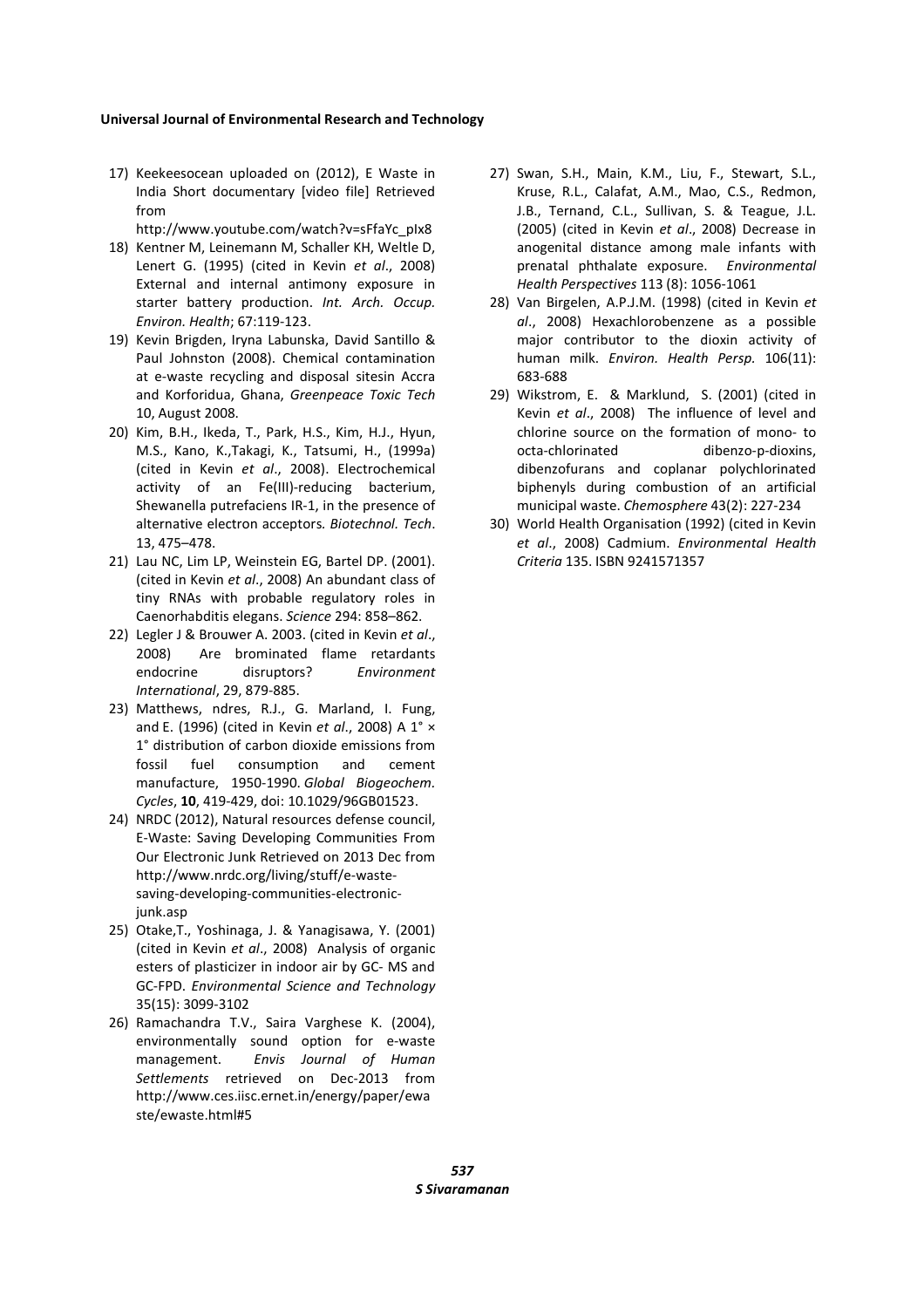17) Keekeesocean uploaded on (2012), E Waste in India Short documentary [video file] Retrieved from http://www.youtube.com/watch?v=sFfaYc_pIx8
18) Kentner M, Leinemann M, Schaller KH, Weltle D, Lenert G. (1995) (cited in Kevin *et al*., 2008) External and internal antimony exposure in starter battery production. *Int. Arch. Occup. Environ. Health*; 67:119-123.
19) Kevin Brigden, Iryna Labunska, David Santillo & Paul Johnston (2008). Chemical contamination at e-waste recycling and disposal sitesin Accra and Korforidua, Ghana, *Greenpeace Toxic Tech* 10, August 2008.
20) Kim, B.H., Ikeda, T., Park, H.S., Kim, H.J., Hyun, M.S., Kano, K.,Takagi, K., Tatsumi, H., (1999a) (cited in Kevin *et al*., 2008). Electrochemical activity of an Fe(III)-reducing bacterium, Shewanella putrefaciens IR-1, in the presence of alternative electron acceptors. *Biotechnol. Tech*. 13, 475–478.
21) Lau NC, Lim LP, Weinstein EG, Bartel DP. (2001). (cited in Kevin *et al*., 2008) An abundant class of tiny RNAs with probable regulatory roles in Caenorhabditis elegans. *Science* 294: 858–862.
22) Legler J & Brouwer A. 2003. (cited in Kevin *et al*., 2008) Are brominated flame retardants endocrine disruptors? *Environment International*, 29, 879-885.
23) Matthews, ndres, R.J., G. Marland, I. Fung, and E. (1996) (cited in Kevin *et al*., 2008) A 1° × 1° distribution of carbon dioxide emissions from fossil fuel consumption and cement manufacture, 1950-1990. *Global Biogeochem. Cycles*, **10**, 419-429, doi: 10.1029/96GB01523.
24) NRDC (2012), Natural resources defense council, E-Waste: Saving Developing Communities From Our Electronic Junk Retrieved on 2013 Dec from http://www.nrdc.org/living/stuff/e-waste-saving-developing-communities-electronic-junk.asp
25) Otake,T., Yoshinaga, J. & Yanagisawa, Y. (2001) (cited in Kevin *et al*., 2008) Analysis of organic esters of plasticizer in indoor air by GC- MS and GC-FPD. *Environmental Science and Technology* 35(15): 3099-3102
26) Ramachandra T.V., Saira Varghese K. (2004), environmentally sound option for e-waste management. *Envis Journal of Human Settlements* retrieved on Dec-2013 from http://www.ces.iisc.ernet.in/energy/paper/ewaste/ewaste.html#5
27) Swan, S.H., Main, K.M., Liu, F., Stewart, S.L., Kruse, R.L., Calafat, A.M., Mao, C.S., Redmon, J.B., Ternand, C.L., Sullivan, S. & Teague, J.L. (2005) (cited in Kevin *et al*., 2008) Decrease in anogenital distance among male infants with prenatal phthalate exposure. *Environmental Health Perspectives* 113 (8): 1056-1061
28) Van Birgelen, A.P.J.M. (1998) (cited in Kevin *et al*., 2008) Hexachlorobenzene as a possible major contributor to the dioxin activity of human milk. *Environ. Health Persp.* 106(11): 683-688
29) Wikstrom, E. & Marklund, S. (2001) (cited in Kevin *et al*., 2008) The influence of level and chlorine source on the formation of mono- to octa-chlorinated dibenzo-p-dioxins, dibenzofurans and coplanar polychlorinated biphenyls during combustion of an artificial municipal waste. *Chemosphere* 43(2): 227-234
30) World Health Organisation (1992) (cited in Kevin *et al*., 2008) Cadmium. *Environmental Health Criteria* 135. ISBN 9241571357